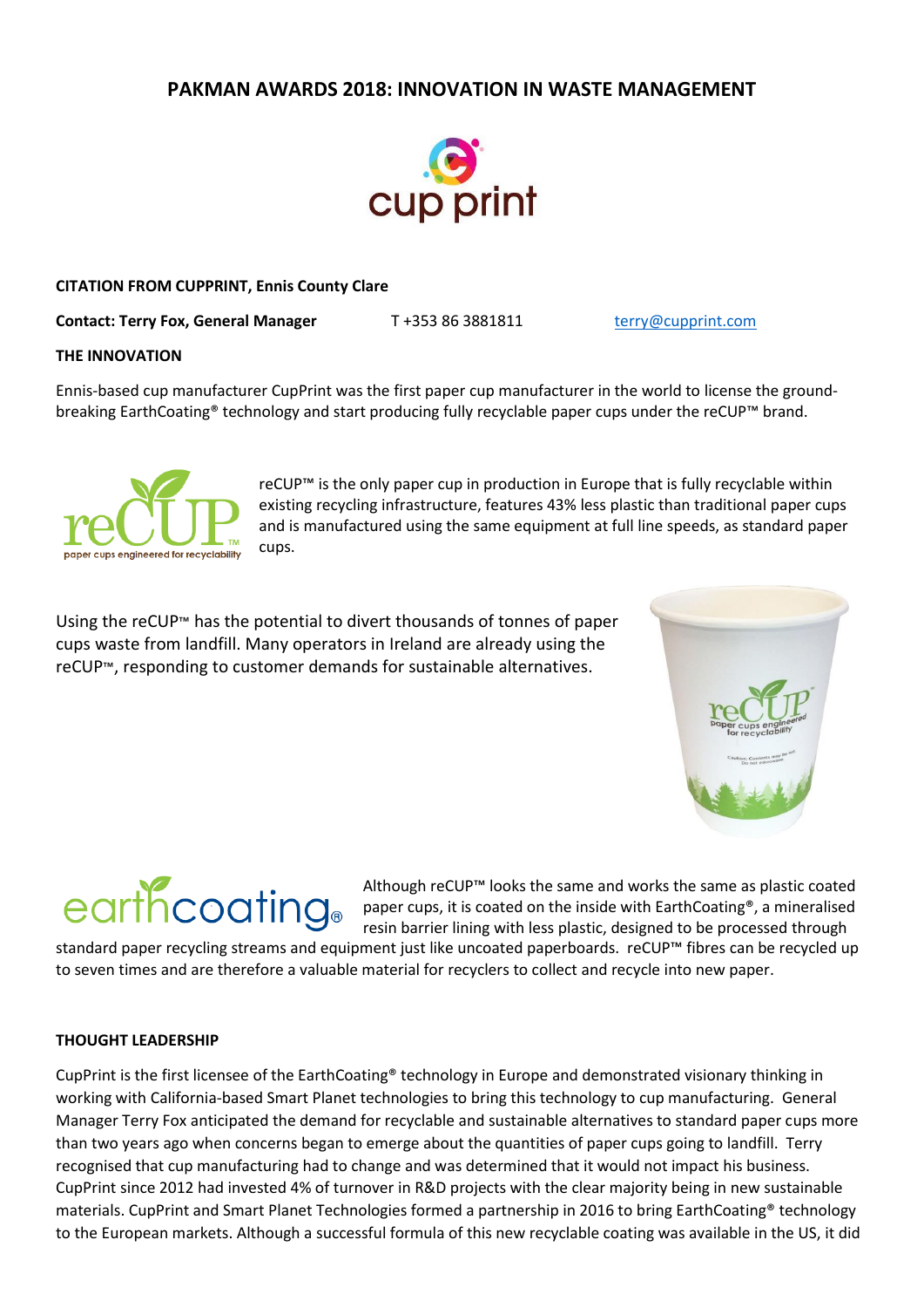# PAKMAN AWARDS 2018: INNOVATION IN WASTE MANAGEMENT

**CITATION FROM CUPPRINT, Ennis County Clare**

**Contact: Terry Fox, General Manager** T +353 86 3881811 terry@cupprint.com

**THE INNOVATION**

Ennis-based cup manufacturer CupPrint was the first paper cup manufacturer in the world to license the ground-breaking EarthCoating® technology and start producing fully recyclable paper cups under the reCUP™ brand.

reCUP™ is the only paper cup in production in Europe that is fully recyclable within existing recycling infrastructure, features 43% less plastic than traditional paper cups and is manufactured using the same equipment at full line speeds, as standard paper cups.

Using the reCUP™ has the potential to divert thousands of tonnes of paper cups waste from landfill. Many operators in Ireland are already using the reCUP™, responding to customer demands for sustainable alternatives.

Although reCUP™ looks the same and works the same as plastic coated paper cups, it is coated on the inside with EarthCoating®, a mineralised resin barrier lining with less plastic, designed to be processed through standard paper recycling streams and equipment just like uncoated paperboards. reCUP™ fibres can be recycled up to seven times and are therefore a valuable material for recyclers to collect and recycle into new paper.

**THOUGHT LEADERSHIP**

CupPrint is the first licensee of the EarthCoating® technology in Europe and demonstrated visionary thinking in working with California-based Smart Planet technologies to bring this technology to cup manufacturing. General Manager Terry Fox anticipated the demand for recyclable and sustainable alternatives to standard paper cups more than two years ago when concerns began to emerge about the quantities of paper cups going to landfill. Terry recognised that cup manufacturing had to change and was determined that it would not impact his business. CupPrint since 2012 had invested 4% of turnover in R&D projects with the clear majority being in new sustainable materials. CupPrint and Smart Planet Technologies formed a partnership in 2016 to bring EarthCoating® technology to the European markets. Although a successful formula of this new recyclable coating was available in the US, it did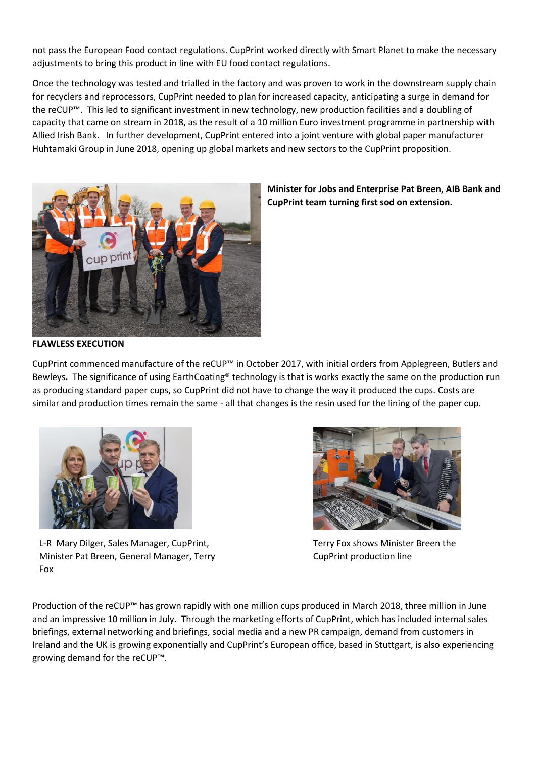not pass the European Food contact regulations. CupPrint worked directly with Smart Planet to make the necessary adjustments to bring this product in line with EU food contact regulations.

Once the technology was tested and trialled in the factory and was proven to work in the downstream supply chain for recyclers and reprocessors, CupPrint needed to plan for increased capacity, anticipating a surge in demand for the reCUP™. This led to significant investment in new technology, new production facilities and a doubling of capacity that came on stream in 2018, as the result of a 10 million Euro investment programme in partnership with Allied Irish Bank. In further development, CupPrint entered into a joint venture with global paper manufacturer Huhtamaki Group in June 2018, opening up global markets and new sectors to the CupPrint proposition.

**Minister for Jobs and Enterprise Pat Breen, AIB Bank and CupPrint team turning first sod on extension.**

**FLAWLESS EXECUTION**

CupPrint commenced manufacture of the reCUP™ in October 2017, with initial orders from Applegreen, Butlers and Bewleys**.** The significance of using EarthCoating® technology is that is works exactly the same on the production run as producing standard paper cups, so CupPrint did not have to change the way it produced the cups. Costs are similar and production times remain the same - all that changes is the resin used for the lining of the paper cup.

L-R Mary Dilger, Sales Manager, CupPrint, Minister Pat Breen, General Manager, Terry Fox

Terry Fox shows Minister Breen the CupPrint production line

Production of the reCUP™ has grown rapidly with one million cups produced in March 2018, three million in June and an impressive 10 million in July. Through the marketing efforts of CupPrint, which has included internal sales briefings, external networking and briefings, social media and a new PR campaign, demand from customers in Ireland and the UK is growing exponentially and CupPrint's European office, based in Stuttgart, is also experiencing growing demand for the reCUP™.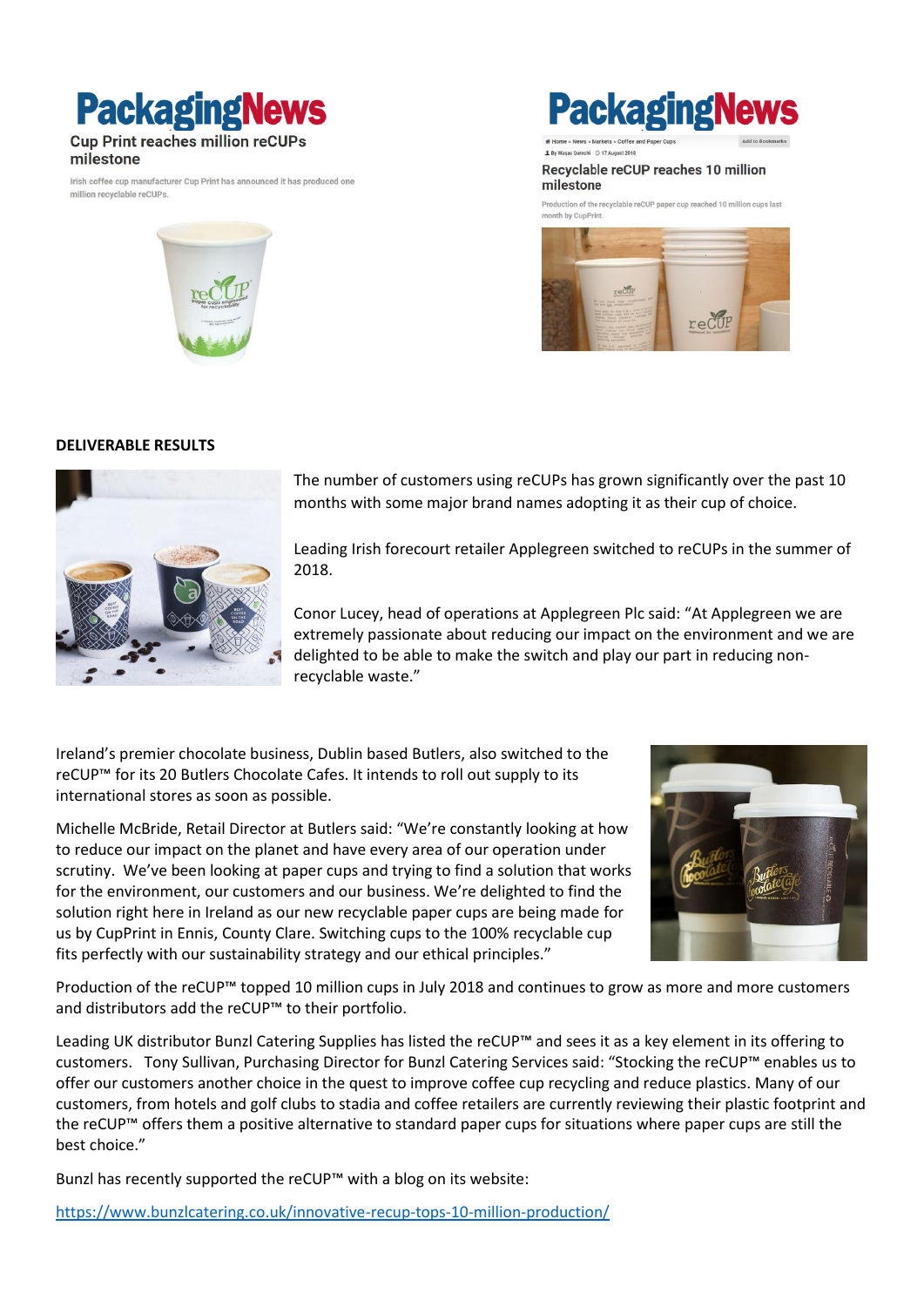**PackagingNews**

**Cup Print reaches million reCUPs milestone**

Irish coffee cup manufacturer Cup Print has announced it has produced one million recyclable reCUPs.

**PackagingNews**

**Recyclable reCUP reaches 10 million milestone**

Production of the recyclable reCUP paper cup reached 10 million cups last month by CupPrint.

**DELIVERABLE RESULTS**

The number of customers using reCUPs has grown significantly over the past 10 months with some major brand names adopting it as their cup of choice.

Leading Irish forecourt retailer Applegreen switched to reCUPs in the summer of 2018.

Conor Lucey, head of operations at Applegreen Plc said: "At Applegreen we are extremely passionate about reducing our impact on the environment and we are delighted to be able to make the switch and play our part in reducing non-recyclable waste."

Ireland's premier chocolate business, Dublin based Butlers, also switched to the reCUP™ for its 20 Butlers Chocolate Cafes. It intends to roll out supply to its international stores as soon as possible.

Michelle McBride, Retail Director at Butlers said: "We're constantly looking at how to reduce our impact on the planet and have every area of our operation under scrutiny. We've been looking at paper cups and trying to find a solution that works for the environment, our customers and our business. We're delighted to find the solution right here in Ireland as our new recyclable paper cups are being made for us by CupPrint in Ennis, County Clare. Switching cups to the 100% recyclable cup fits perfectly with our sustainability strategy and our ethical principles."

Production of the reCUP™ topped 10 million cups in July 2018 and continues to grow as more and more customers and distributors add the reCUP™ to their portfolio.

Leading UK distributor Bunzl Catering Supplies has listed the reCUP™ and sees it as a key element in its offering to customers. Tony Sullivan, Purchasing Director for Bunzl Catering Services said: "Stocking the reCUP™ enables us to offer our customers another choice in the quest to improve coffee cup recycling and reduce plastics. Many of our customers, from hotels and golf clubs to stadia and coffee retailers are currently reviewing their plastic footprint and the reCUP™ offers them a positive alternative to standard paper cups for situations where paper cups are still the best choice."

Bunzl has recently supported the reCUP™ with a blog on its website:

https://www.bunzlcatering.co.uk/innovative-recup-tops-10-million-production/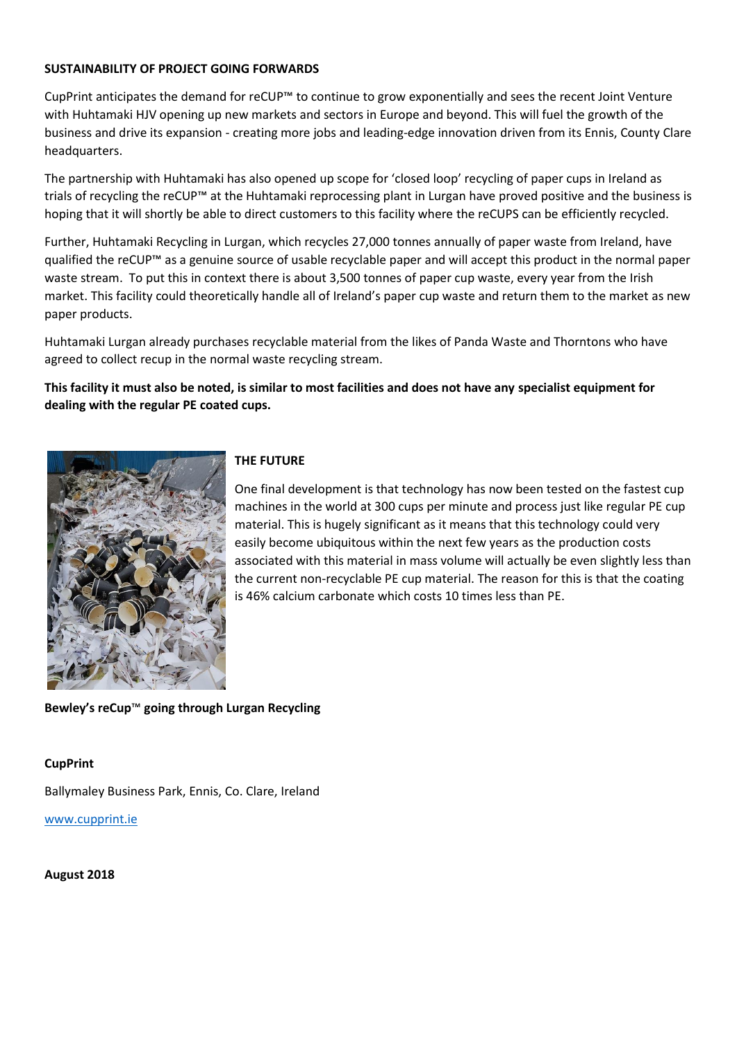**SUSTAINABILITY OF PROJECT GOING FORWARDS**

CupPrint anticipates the demand for reCUP™ to continue to grow exponentially and sees the recent Joint Venture with Huhtamaki HJV opening up new markets and sectors in Europe and beyond. This will fuel the growth of the business and drive its expansion - creating more jobs and leading-edge innovation driven from its Ennis, County Clare headquarters.

The partnership with Huhtamaki has also opened up scope for 'closed loop' recycling of paper cups in Ireland as trials of recycling the reCUP™ at the Huhtamaki reprocessing plant in Lurgan have proved positive and the business is hoping that it will shortly be able to direct customers to this facility where the reCUPS can be efficiently recycled.

Further, Huhtamaki Recycling in Lurgan, which recycles 27,000 tonnes annually of paper waste from Ireland, have qualified the reCUP™ as a genuine source of usable recyclable paper and will accept this product in the normal paper waste stream. To put this in context there is about 3,500 tonnes of paper cup waste, every year from the Irish market. This facility could theoretically handle all of Ireland's paper cup waste and return them to the market as new paper products.

Huhtamaki Lurgan already purchases recyclable material from the likes of Panda Waste and Thorntons who have agreed to collect recup in the normal waste recycling stream.

**This facility it must also be noted, is similar to most facilities and does not have any specialist equipment for dealing with the regular PE coated cups.**

**THE FUTURE**

One final development is that technology has now been tested on the fastest cup machines in the world at 300 cups per minute and process just like regular PE cup material. This is hugely significant as it means that this technology could very easily become ubiquitous within the next few years as the production costs associated with this material in mass volume will actually be even slightly less than the current non-recyclable PE cup material. The reason for this is that the coating is 46% calcium carbonate which costs 10 times less than PE.

**Bewley's reCup™ going through Lurgan Recycling**

**CupPrint**

Ballymaley Business Park, Ennis, Co. Clare, Ireland

www.cupprint.ie

**August 2018**